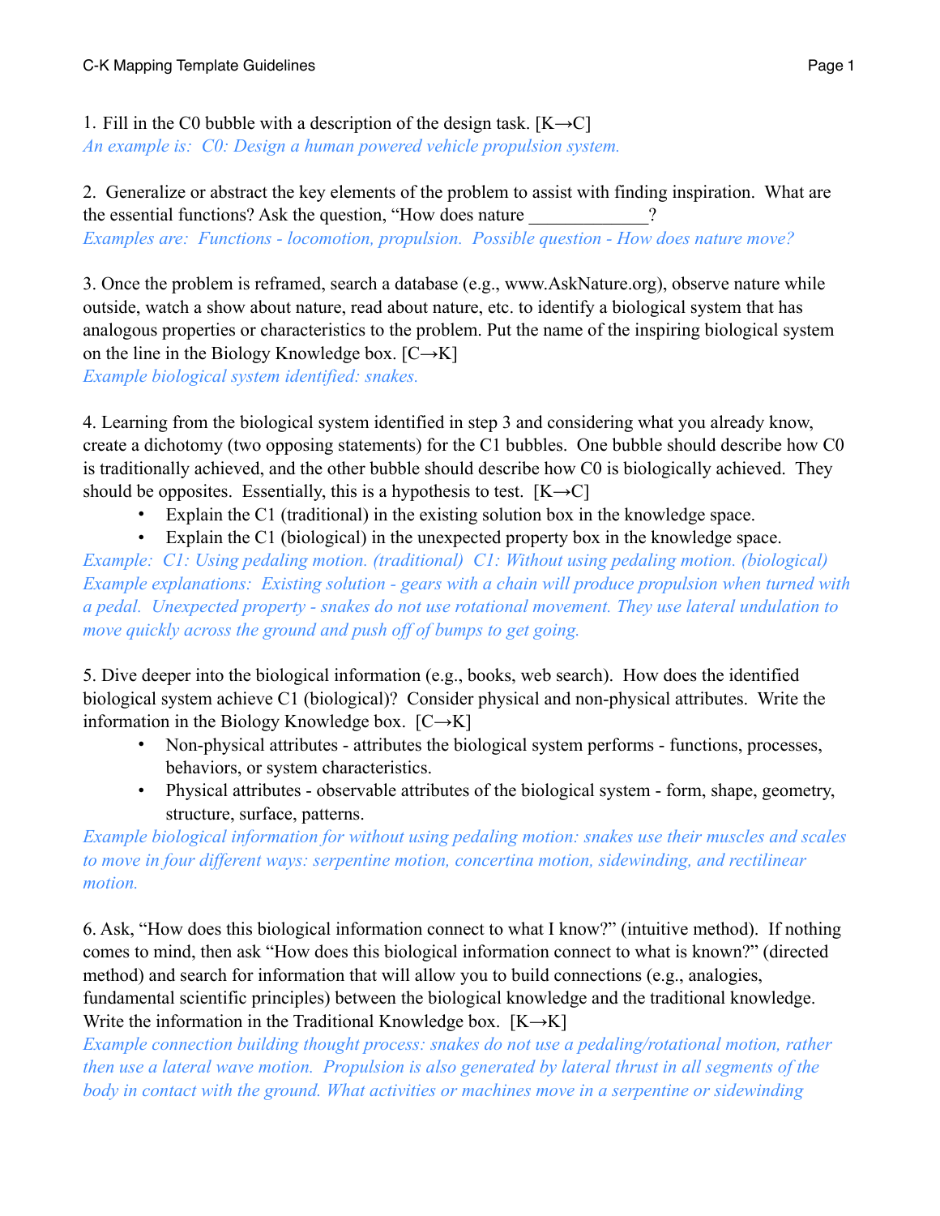1. Fill in the C0 bubble with a description of the design task. [K→C]
*An example is: C0: Design a human powered vehicle propulsion system.*

2. Generalize or abstract the key elements of the problem to assist with finding inspiration. What are the essential functions? Ask the question, "How does nature _____________?
*Examples are: Functions - locomotion, propulsion. Possible question - How does nature move?*

3. Once the problem is reframed, search a database (e.g., www.AskNature.org), observe nature while outside, watch a show about nature, read about nature, etc. to identify a biological system that has analogous properties or characteristics to the problem. Put the name of the inspiring biological system on the line in the Biology Knowledge box. [C→K]
*Example biological system identified: snakes.*

4. Learning from the biological system identified in step 3 and considering what you already know, create a dichotomy (two opposing statements) for the C1 bubbles. One bubble should describe how C0 is traditionally achieved, and the other bubble should describe how C0 is biologically achieved. They should be opposites. Essentially, this is a hypothesis to test. [K→C]

- Explain the C1 (traditional) in the existing solution box in the knowledge space.
- Explain the C1 (biological) in the unexpected property box in the knowledge space.

*Example: C1: Using pedaling motion. (traditional) C1: Without using pedaling motion. (biological)*
*Example explanations: Existing solution - gears with a chain will produce propulsion when turned with a pedal. Unexpected property - snakes do not use rotational movement. They use lateral undulation to move quickly across the ground and push off of bumps to get going.*

5. Dive deeper into the biological information (e.g., books, web search). How does the identified biological system achieve C1 (biological)? Consider physical and non-physical attributes. Write the information in the Biology Knowledge box. [C→K]

- Non-physical attributes - attributes the biological system performs - functions, processes, behaviors, or system characteristics.
- Physical attributes - observable attributes of the biological system - form, shape, geometry, structure, surface, patterns.

*Example biological information for without using pedaling motion: snakes use their muscles and scales to move in four different ways: serpentine motion, concertina motion, sidewinding, and rectilinear motion.*

6. Ask, "How does this biological information connect to what I know?" (intuitive method). If nothing comes to mind, then ask "How does this biological information connect to what is known?" (directed method) and search for information that will allow you to build connections (e.g., analogies, fundamental scientific principles) between the biological knowledge and the traditional knowledge. Write the information in the Traditional Knowledge box. [K→K]
*Example connection building thought process: snakes do not use a pedaling/rotational motion, rather then use a lateral wave motion. Propulsion is also generated by lateral thrust in all segments of the body in contact with the ground. What activities or machines move in a serpentine or sidewinding*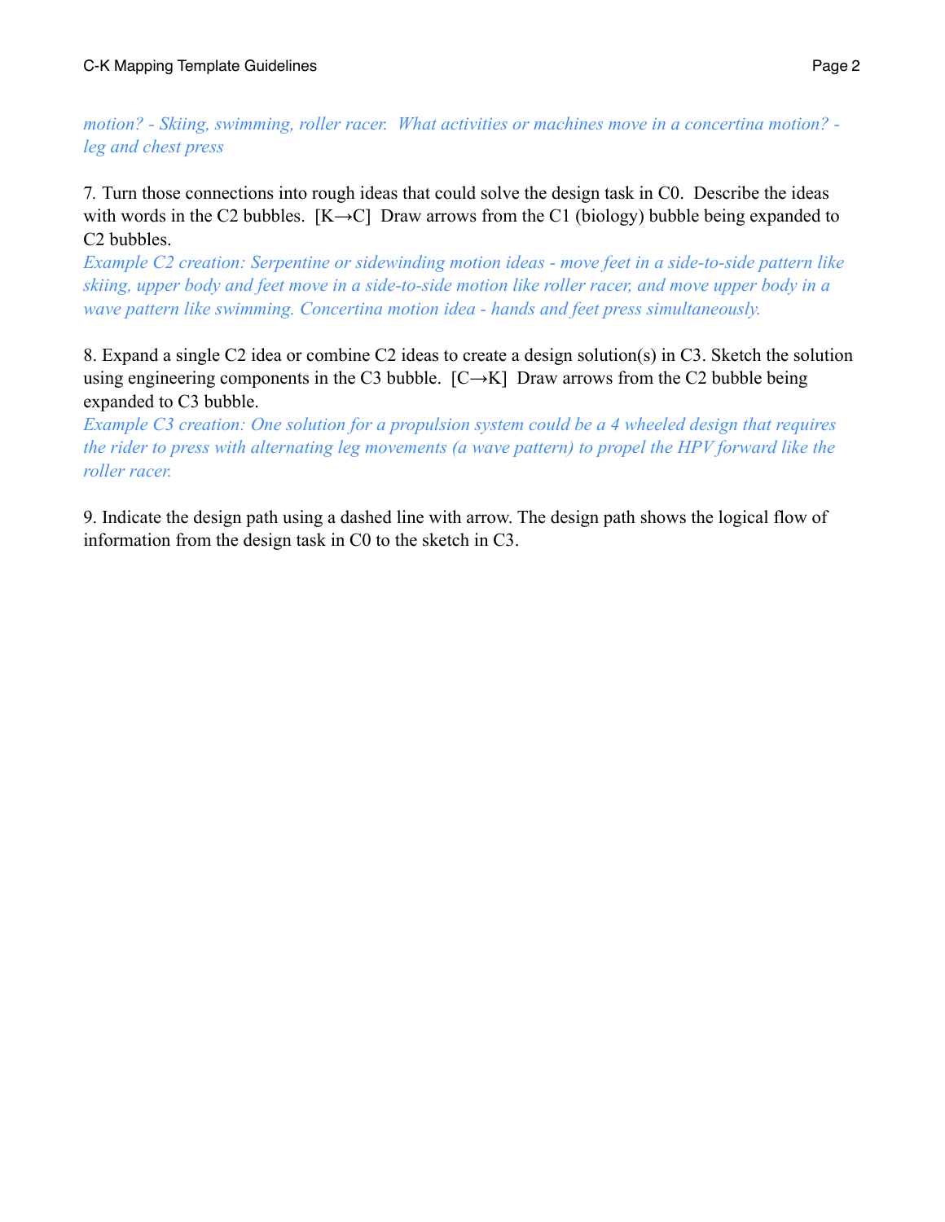*motion? - Skiing, swimming, roller racer. What activities or machines move in a concertina motion? - leg and chest press*

7. Turn those connections into rough ideas that could solve the design task in C0. Describe the ideas with words in the C2 bubbles. [K→C] Draw arrows from the C1 (biology) bubble being expanded to C2 bubbles.
*Example C2 creation: Serpentine or sidewinding motion ideas - move feet in a side-to-side pattern like skiing, upper body and feet move in a side-to-side motion like roller racer, and move upper body in a wave pattern like swimming. Concertina motion idea - hands and feet press simultaneously.*

8. Expand a single C2 idea or combine C2 ideas to create a design solution(s) in C3. Sketch the solution using engineering components in the C3 bubble. [C→K] Draw arrows from the C2 bubble being expanded to C3 bubble.
*Example C3 creation: One solution for a propulsion system could be a 4 wheeled design that requires the rider to press with alternating leg movements (a wave pattern) to propel the HPV forward like the roller racer.*

9. Indicate the design path using a dashed line with arrow. The design path shows the logical flow of information from the design task in C0 to the sketch in C3.